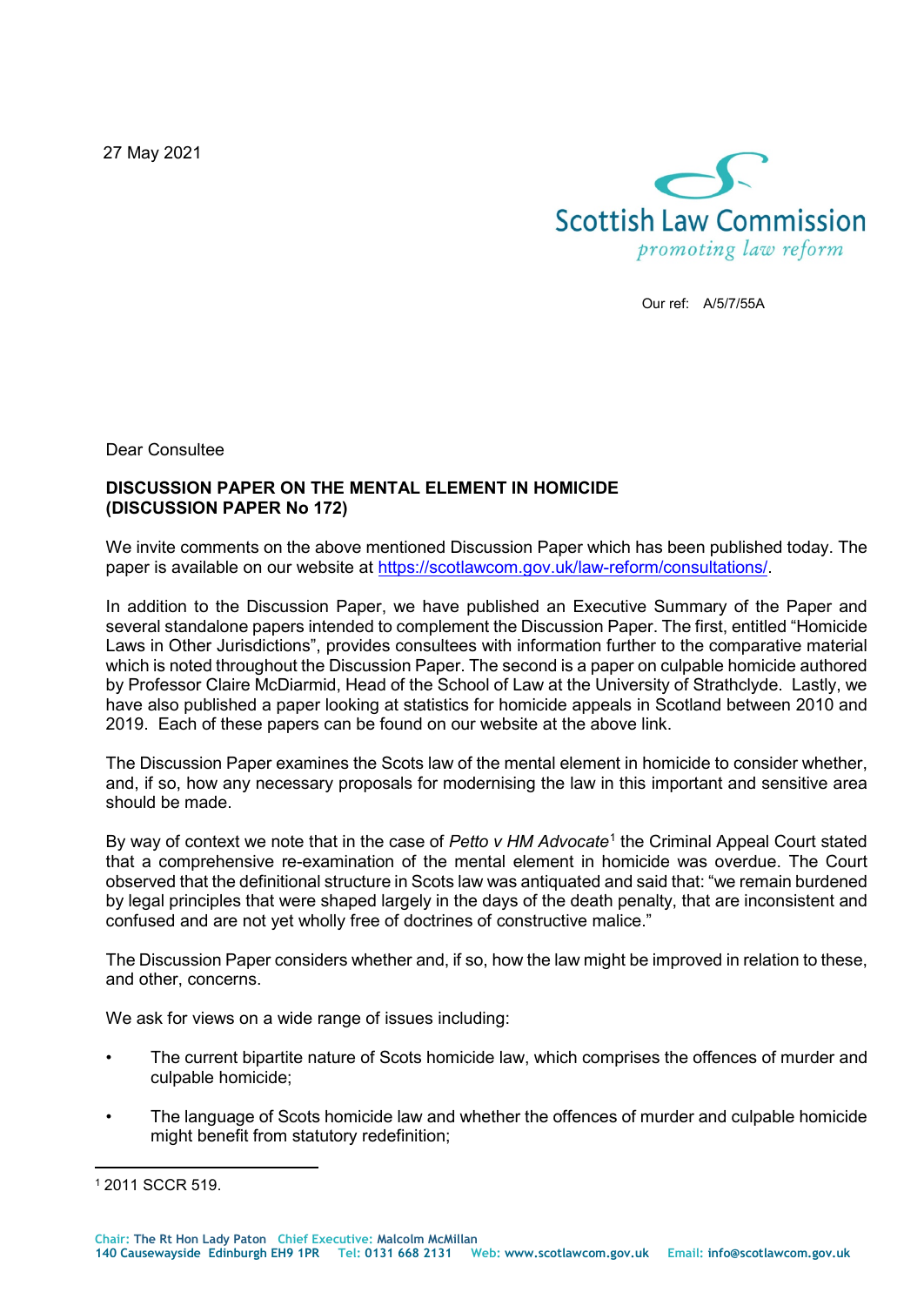27 May 2021

Scottish Law Commission
*promoting law reform*

Our ref: A/5/7/55A

Dear Consultee

**DISCUSSION PAPER ON THE MENTAL ELEMENT IN HOMICIDE (DISCUSSION PAPER No 172)**

We invite comments on the above mentioned Discussion Paper which has been published today. The paper is available on our website at https://scotlawcom.gov.uk/law-reform/consultations/.

In addition to the Discussion Paper, we have published an Executive Summary of the Paper and several standalone papers intended to complement the Discussion Paper. The first, entitled "Homicide Laws in Other Jurisdictions", provides consultees with information further to the comparative material which is noted throughout the Discussion Paper. The second is a paper on culpable homicide authored by Professor Claire McDiarmid, Head of the School of Law at the University of Strathclyde. Lastly, we have also published a paper looking at statistics for homicide appeals in Scotland between 2010 and 2019. Each of these papers can be found on our website at the above link.

The Discussion Paper examines the Scots law of the mental element in homicide to consider whether, and, if so, how any necessary proposals for modernising the law in this important and sensitive area should be made.

By way of context we note that in the case of *Petto v HM Advocate*[1] the Criminal Appeal Court stated that a comprehensive re-examination of the mental element in homicide was overdue. The Court observed that the definitional structure in Scots law was antiquated and said that: "we remain burdened by legal principles that were shaped largely in the days of the death penalty, that are inconsistent and confused and are not yet wholly free of doctrines of constructive malice."

The Discussion Paper considers whether and, if so, how the law might be improved in relation to these, and other, concerns.

We ask for views on a wide range of issues including:

- The current bipartite nature of Scots homicide law, which comprises the offences of murder and culpable homicide;
- The language of Scots homicide law and whether the offences of murder and culpable homicide might benefit from statutory redefinition;

[1] 2011 SCCR 519.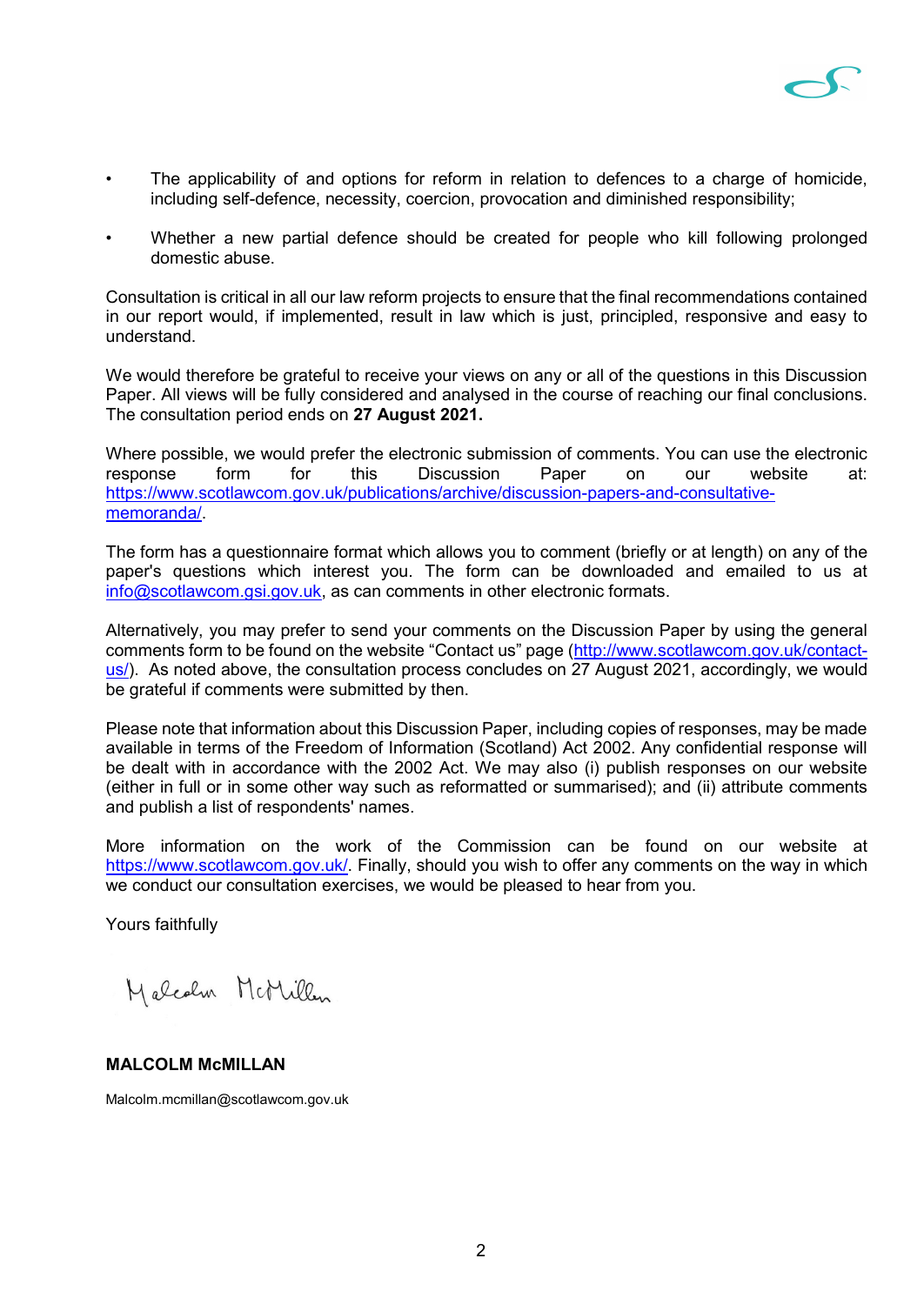- The applicability of and options for reform in relation to defences to a charge of homicide, including self-defence, necessity, coercion, provocation and diminished responsibility;
- Whether a new partial defence should be created for people who kill following prolonged domestic abuse.

Consultation is critical in all our law reform projects to ensure that the final recommendations contained in our report would, if implemented, result in law which is just, principled, responsive and easy to understand.

We would therefore be grateful to receive your views on any or all of the questions in this Discussion Paper. All views will be fully considered and analysed in the course of reaching our final conclusions. The consultation period ends on **27 August 2021.**

Where possible, we would prefer the electronic submission of comments. You can use the electronic response form for this Discussion Paper on our website at: https://www.scotlawcom.gov.uk/publications/archive/discussion-papers-and-consultative-memoranda/.

The form has a questionnaire format which allows you to comment (briefly or at length) on any of the paper's questions which interest you. The form can be downloaded and emailed to us at info@scotlawcom.gsi.gov.uk, as can comments in other electronic formats.

Alternatively, you may prefer to send your comments on the Discussion Paper by using the general comments form to be found on the website "Contact us" page (http://www.scotlawcom.gov.uk/contact-us/). As noted above, the consultation process concludes on 27 August 2021, accordingly, we would be grateful if comments were submitted by then.

Please note that information about this Discussion Paper, including copies of responses, may be made available in terms of the Freedom of Information (Scotland) Act 2002. Any confidential response will be dealt with in accordance with the 2002 Act. We may also (i) publish responses on our website (either in full or in some other way such as reformatted or summarised); and (ii) attribute comments and publish a list of respondents' names.

More information on the work of the Commission can be found on our website at https://www.scotlawcom.gov.uk/. Finally, should you wish to offer any comments on the way in which we conduct our consultation exercises, we would be pleased to hear from you.

Yours faithfully

Malcolm McMillan

**MALCOLM McMILLAN**

Malcolm.mcmillan@scotlawcom.gov.uk